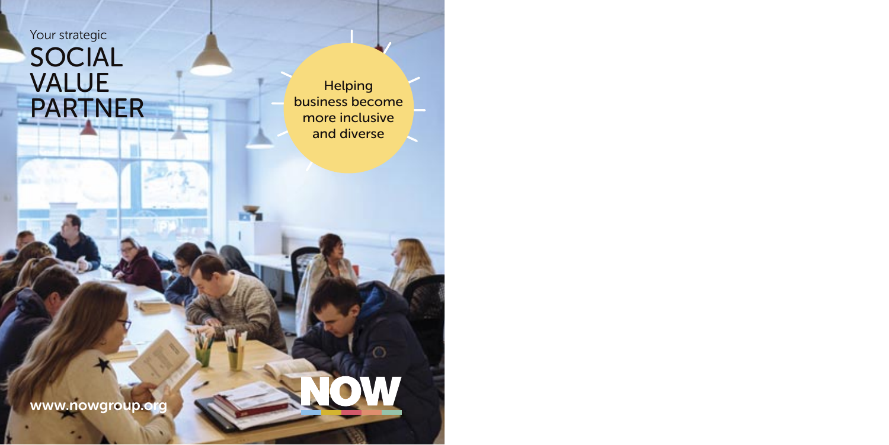Your strategic

# SOCIAL VALUE PARTNER

Helping business become more inclusive and diverse

www.nowgroup.org

NOW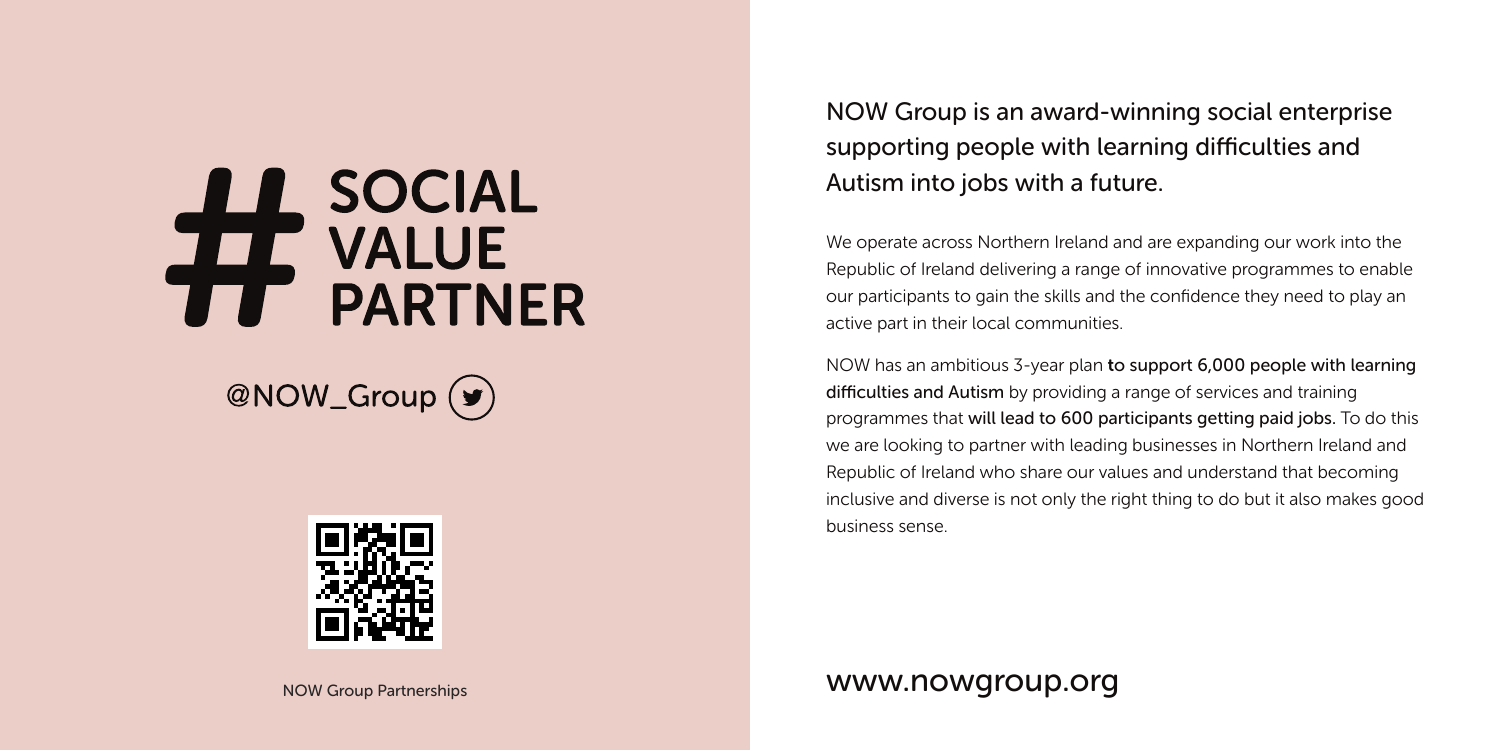# SOCIAL VALUE PARTNER

@NOW_Group

NOW Group Partnerships

NOW Group is an award-winning social enterprise supporting people with learning difficulties and Autism into jobs with a future.

We operate across Northern Ireland and are expanding our work into the Republic of Ireland delivering a range of innovative programmes to enable our participants to gain the skills and the confidence they need to play an active part in their local communities.

NOW has an ambitious 3-year plan **to support 6,000 people with learning difficulties and Autism** by providing a range of services and training programmes that **will lead to 600 participants getting paid jobs.** To do this we are looking to partner with leading businesses in Northern Ireland and Republic of Ireland who share our values and understand that becoming inclusive and diverse is not only the right thing to do but it also makes good business sense.

www.nowgroup.org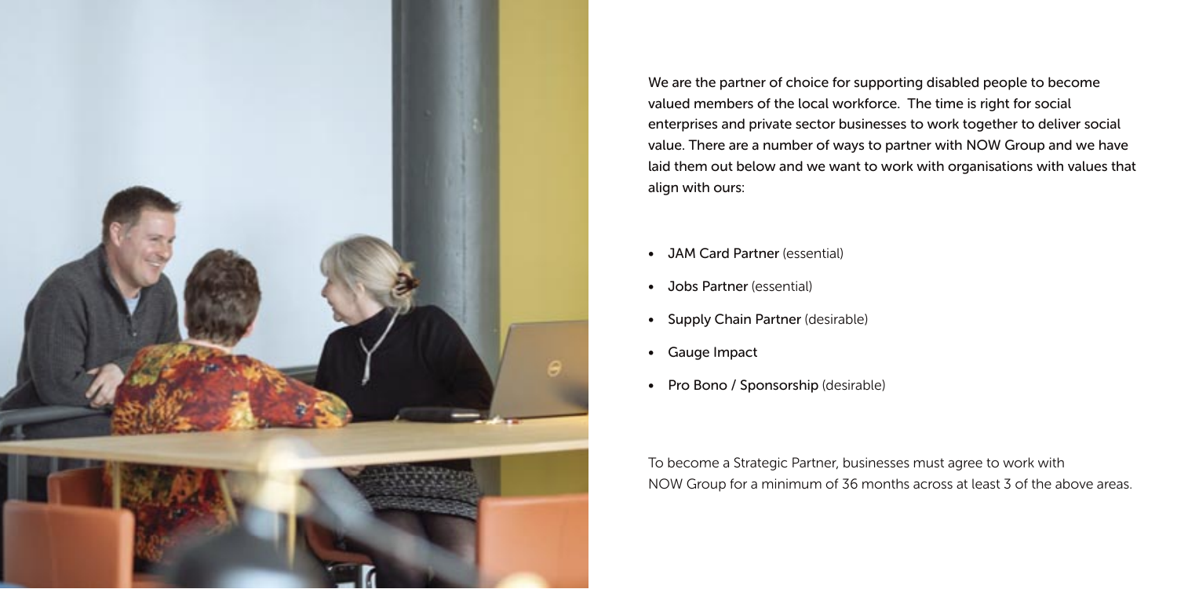We are the partner of choice for supporting disabled people to become valued members of the local workforce. The time is right for social enterprises and private sector businesses to work together to deliver social value. There are a number of ways to partner with NOW Group and we have laid them out below and we want to work with organisations with values that align with ours:

- JAM Card Partner (essential)
- Jobs Partner (essential)
- Supply Chain Partner (desirable)
- Gauge Impact
- Pro Bono / Sponsorship (desirable)

To become a Strategic Partner, businesses must agree to work with NOW Group for a minimum of 36 months across at least 3 of the above areas.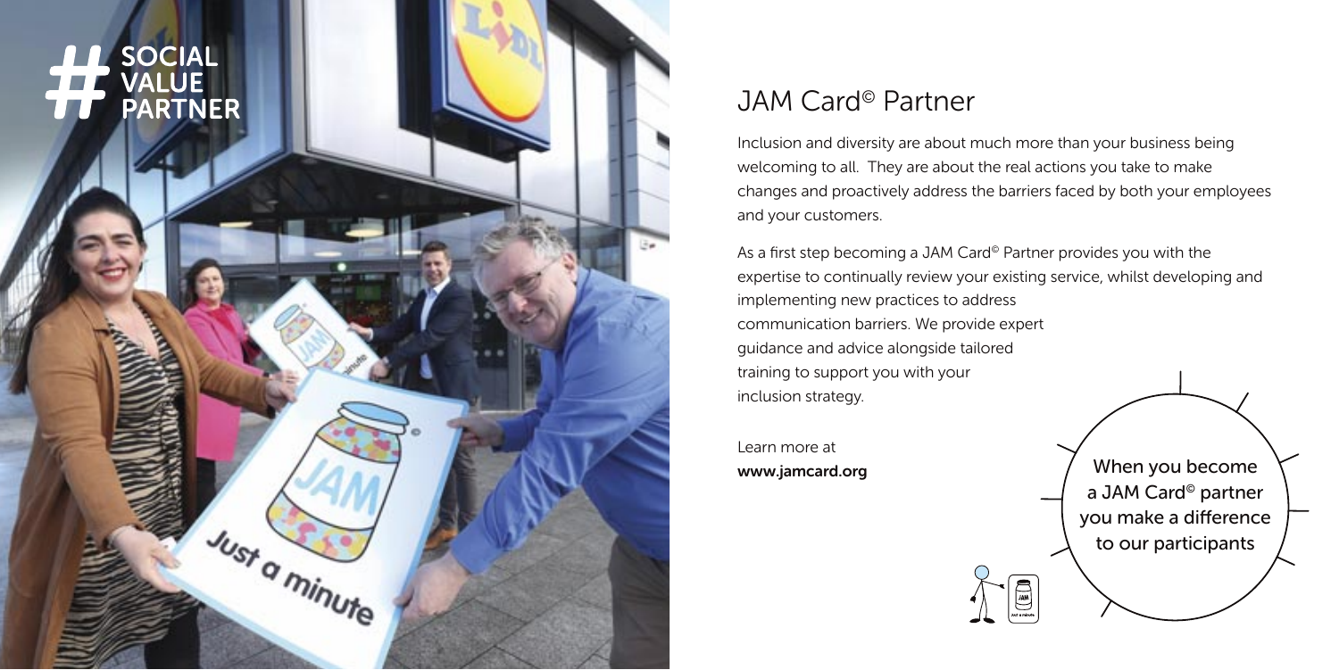# SOCIAL VALUE PARTNER

## JAM Card© Partner

Inclusion and diversity are about much more than your business being welcoming to all. They are about the real actions you take to make changes and proactively address the barriers faced by both your employees and your customers.

As a first step becoming a JAM Card© Partner provides you with the expertise to continually review your existing service, whilst developing and implementing new practices to address communication barriers. We provide expert guidance and advice alongside tailored training to support you with your inclusion strategy.

Learn more at
**www.jamcard.org**

When you become a JAM Card© partner you make a difference to our participants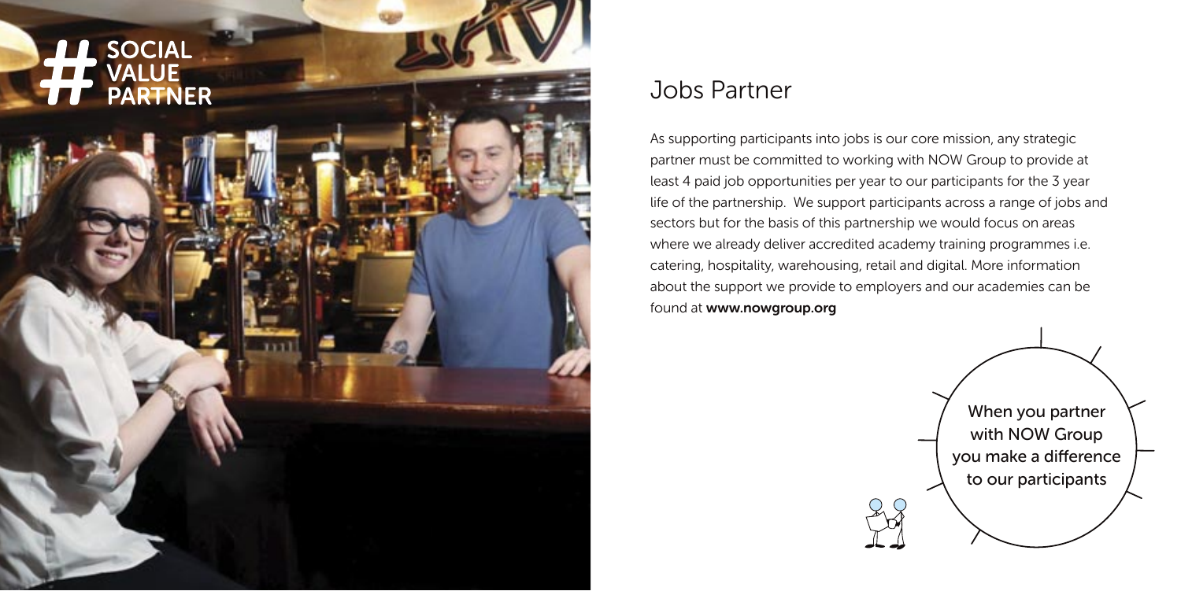# SOCIAL VALUE PARTNER

## Jobs Partner

As supporting participants into jobs is our core mission, any strategic partner must be committed to working with NOW Group to provide at least 4 paid job opportunities per year to our participants for the 3 year life of the partnership. We support participants across a range of jobs and sectors but for the basis of this partnership we would focus on areas where we already deliver accredited academy training programmes i.e. catering, hospitality, warehousing, retail and digital. More information about the support we provide to employers and our academies can be found at **www.nowgroup.org**

When you partner with NOW Group you make a difference to our participants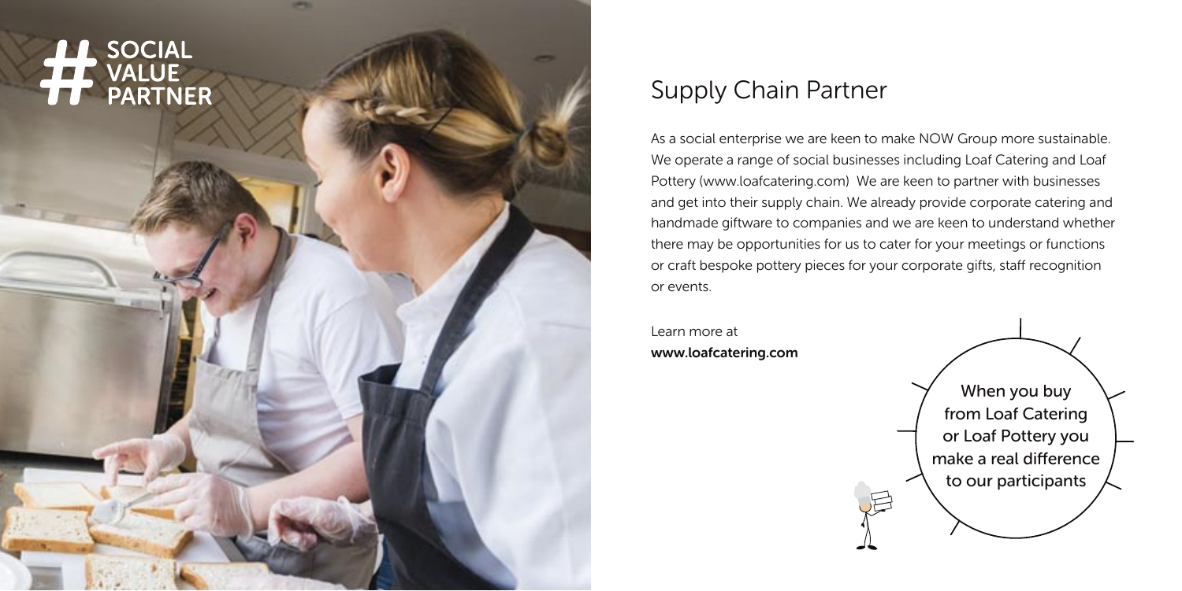# SOCIAL VALUE PARTNER

## Supply Chain Partner

As a social enterprise we are keen to make NOW Group more sustainable. We operate a range of social businesses including Loaf Catering and Loaf Pottery (www.loafcatering.com) We are keen to partner with businesses and get into their supply chain. We already provide corporate catering and handmade giftware to companies and we are keen to understand whether there may be opportunities for us to cater for your meetings or functions or craft bespoke pottery pieces for your corporate gifts, staff recognition or events.

Learn more at
**www.loafcatering.com**

When you buy from Loaf Catering or Loaf Pottery you make a real difference to our participants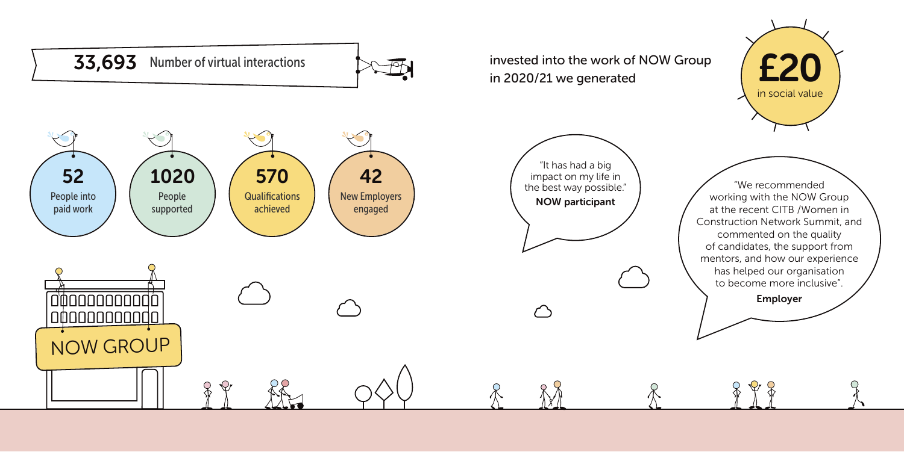**33,693** Number of virtual interactions

**52** People into paid work

**1020** People supported

**570** Qualifications achieved

**42** New Employers engaged

NOW GROUP

invested into the work of NOW Group in 2020/21 we generated

**£20** in social value

"It has had a big impact on my life in the best way possible."

**NOW participant**

"We recommended working with the NOW Group at the recent CITB /Women in Construction Network Summit, and commented on the quality of candidates, the support from mentors, and how our experience has helped our organisation to become more inclusive".

**Employer**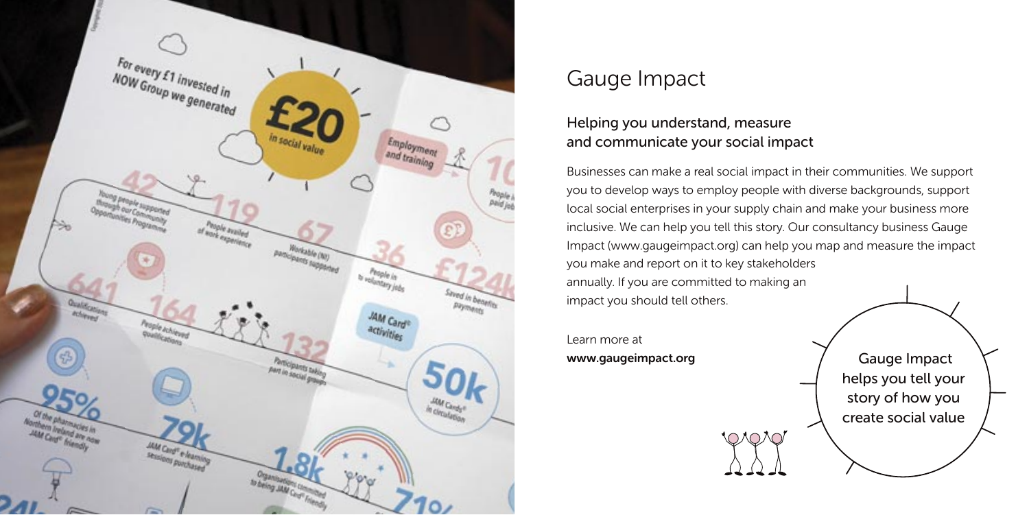# Gauge Impact

## Helping you understand, measure and communicate your social impact

Businesses can make a real social impact in their communities. We support you to develop ways to employ people with diverse backgrounds, support local social enterprises in your supply chain and make your business more inclusive. We can help you tell this story. Our consultancy business Gauge Impact (www.gaugeimpact.org) can help you map and measure the impact you make and report on it to key stakeholders annually. If you are committed to making an impact you should tell others.

Learn more at
**www.gaugeimpact.org**

Gauge Impact helps you tell your story of how you create social value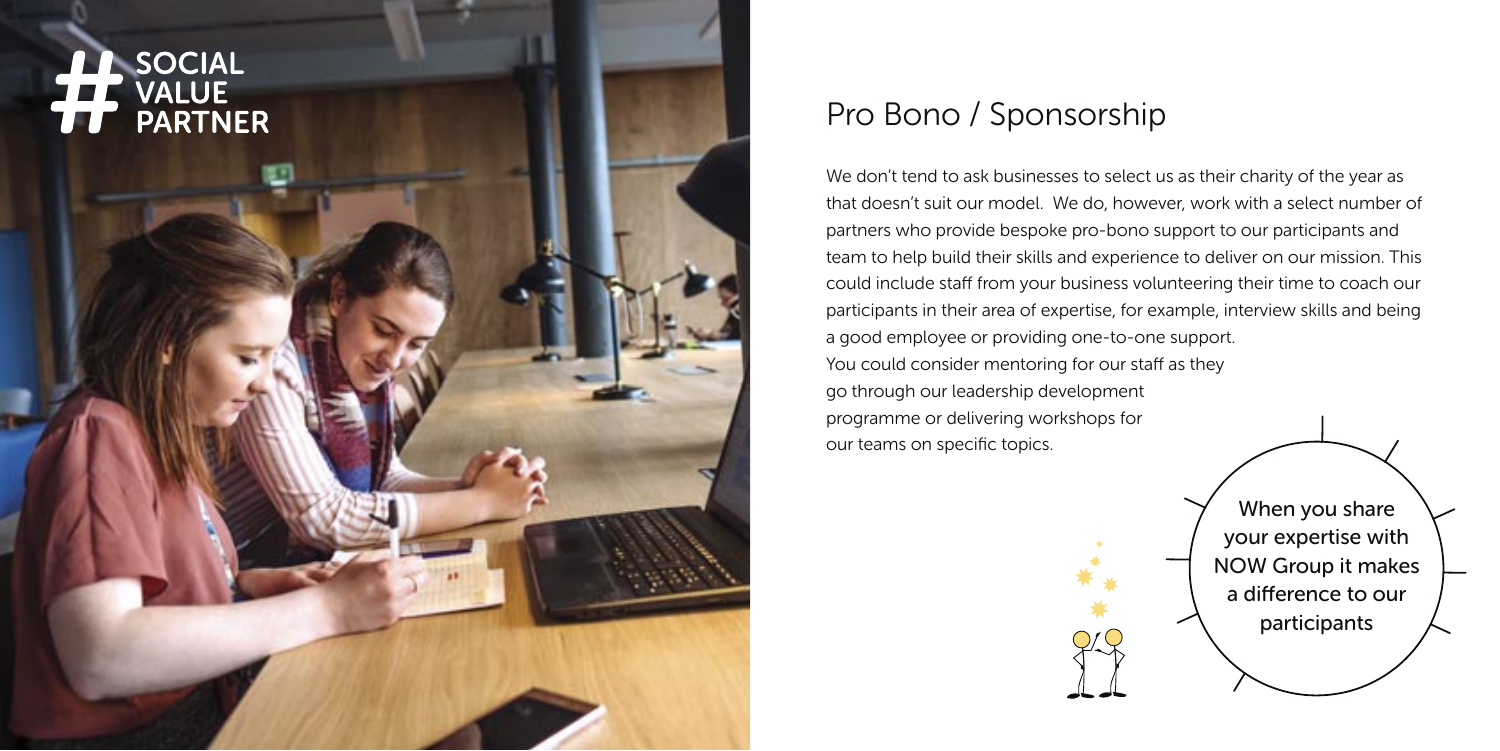# SOCIAL VALUE PARTNER

## Pro Bono / Sponsorship

We don't tend to ask businesses to select us as their charity of the year as that doesn't suit our model. We do, however, work with a select number of partners who provide bespoke pro-bono support to our participants and team to help build their skills and experience to deliver on our mission. This could include staff from your business volunteering their time to coach our participants in their area of expertise, for example, interview skills and being a good employee or providing one-to-one support. You could consider mentoring for our staff as they go through our leadership development programme or delivering workshops for our teams on specific topics.

When you share your expertise with NOW Group it makes a difference to our participants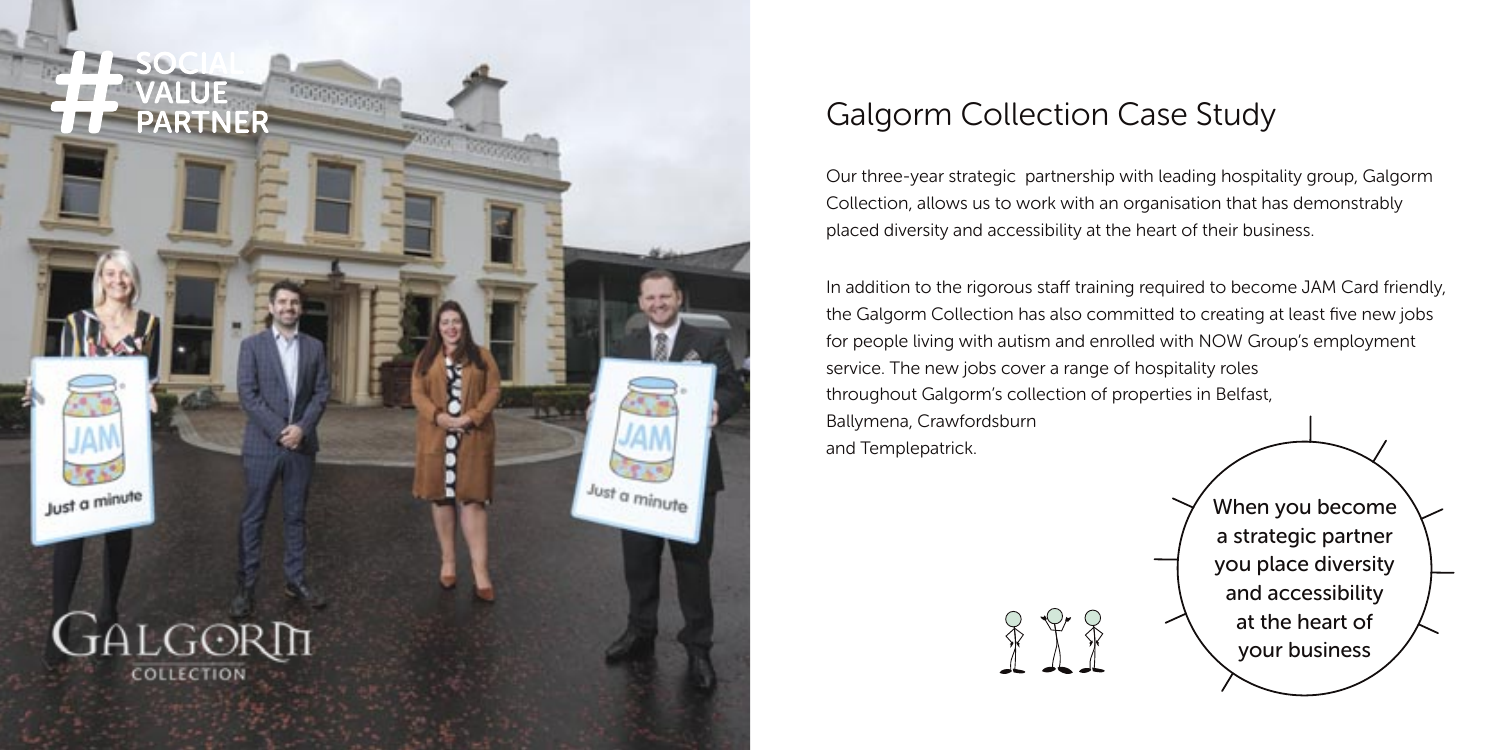## Galgorm Collection Case Study

Our three-year strategic partnership with leading hospitality group, Galgorm Collection, allows us to work with an organisation that has demonstrably placed diversity and accessibility at the heart of their business.

In addition to the rigorous staff training required to become JAM Card friendly, the Galgorm Collection has also committed to creating at least five new jobs for people living with autism and enrolled with NOW Group's employment service. The new jobs cover a range of hospitality roles throughout Galgorm's collection of properties in Belfast, Ballymena, Crawfordsburn and Templepatrick.

When you become a strategic partner you place diversity and accessibility at the heart of your business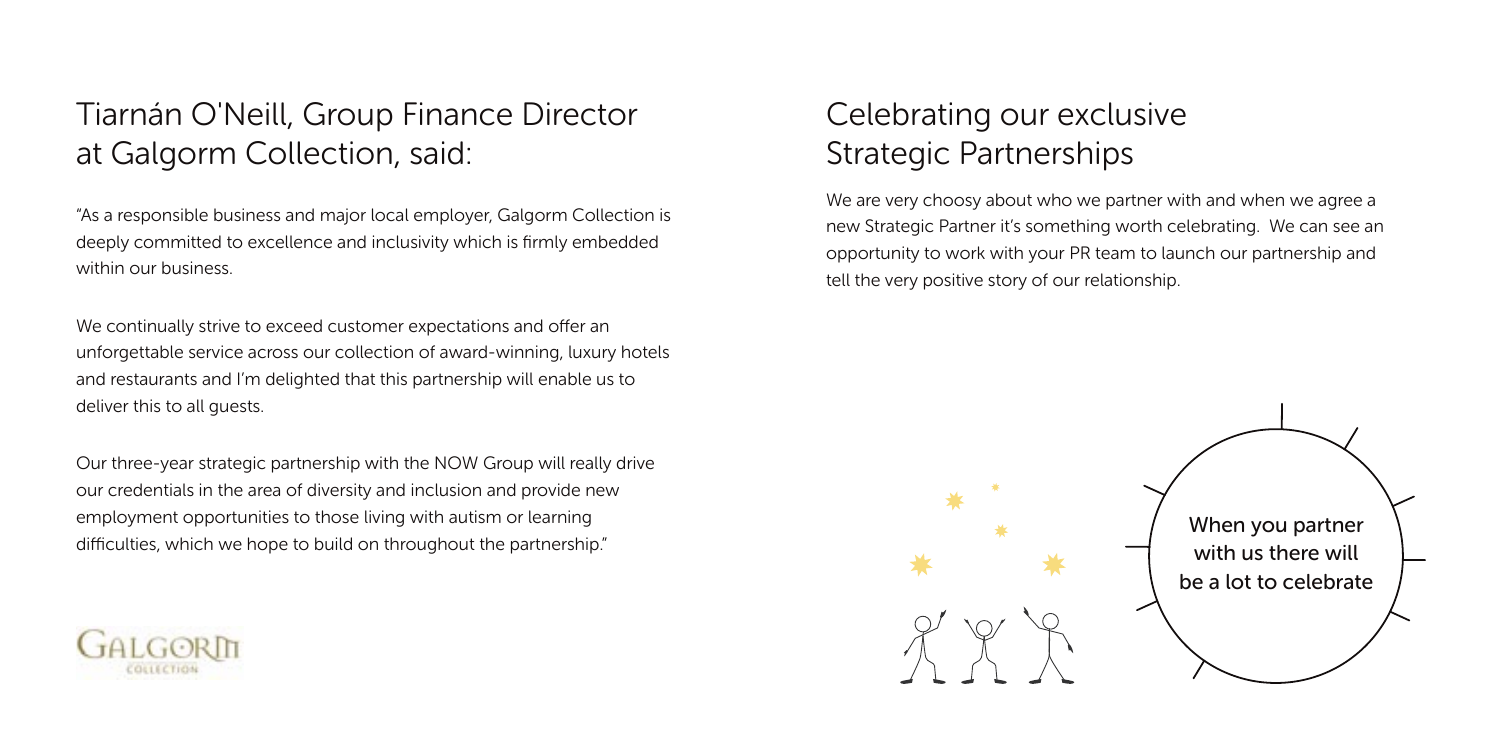## Tiarnán O'Neill, Group Finance Director at Galgorm Collection, said:

"As a responsible business and major local employer, Galgorm Collection is deeply committed to excellence and inclusivity which is firmly embedded within our business.

We continually strive to exceed customer expectations and offer an unforgettable service across our collection of award-winning, luxury hotels and restaurants and I'm delighted that this partnership will enable us to deliver this to all guests.

Our three-year strategic partnership with the NOW Group will really drive our credentials in the area of diversity and inclusion and provide new employment opportunities to those living with autism or learning difficulties, which we hope to build on throughout the partnership."

## Celebrating our exclusive Strategic Partnerships

We are very choosy about who we partner with and when we agree a new Strategic Partner it's something worth celebrating. We can see an opportunity to work with your PR team to launch our partnership and tell the very positive story of our relationship.

When you partner with us there will be a lot to celebrate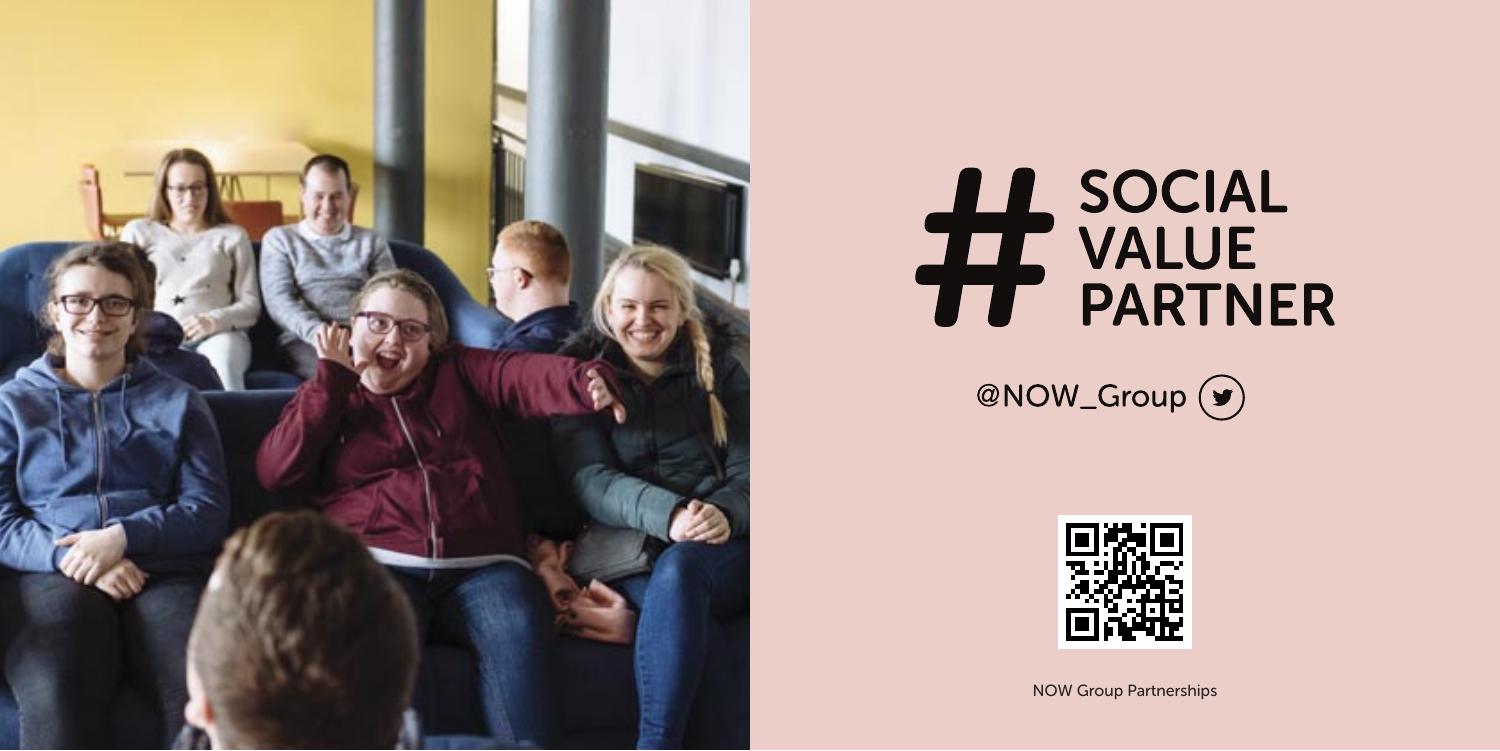# SOCIAL VALUE PARTNER

@NOW_Group

NOW Group Partnerships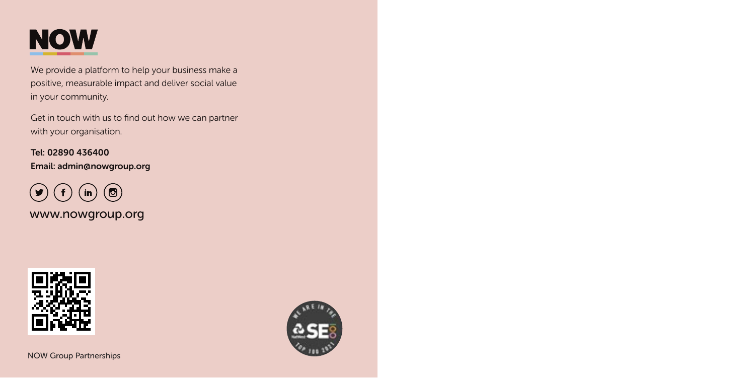# NOW

We provide a platform to help your business make a positive, measurable impact and deliver social value in your community.

Get in touch with us to find out how we can partner with your organisation.

**Tel: 02890 436400**
**Email: admin@nowgroup.org**

www.nowgroup.org

NOW Group Partnerships